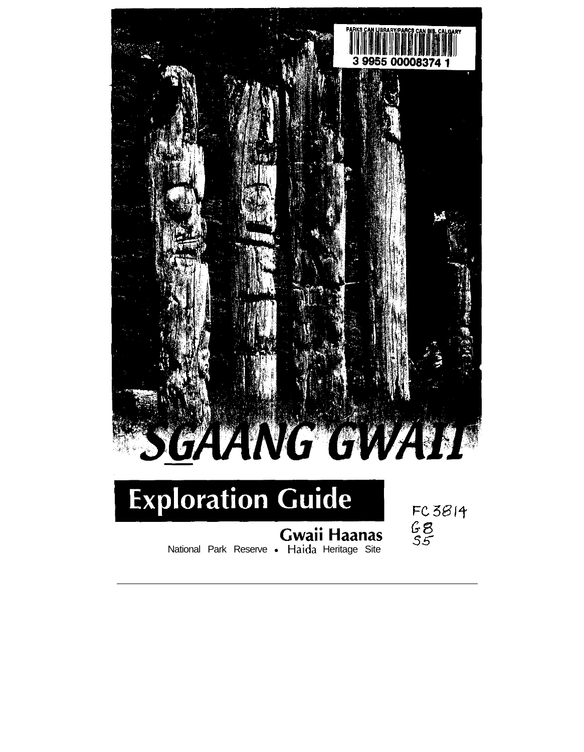PARKS CAN LIBRARY/PARCS CAN BIB. CALGARY

3 9955 00008374 1

# SGAANG GWAII

## Exploration Guide

**Gwaii Haanas**

National Park Reserve • Haida Heritage Site

FC 3814 G8 S5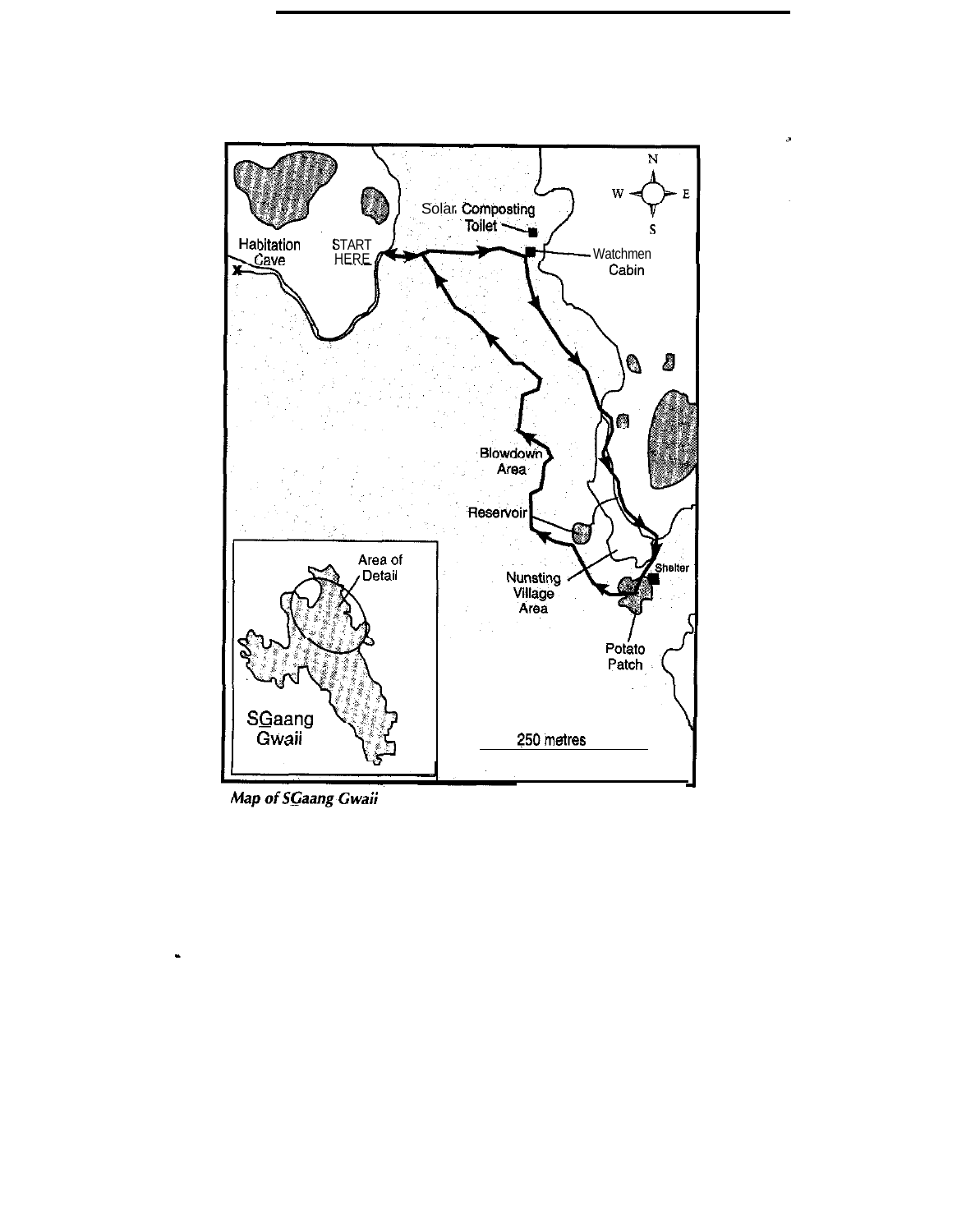Habitation Cave

START HERE

Solar Composting Toilet

Watchmen Cabin

N

W E

S

Blowdown Area

Reservoir

Nunsting Village Area

Shelter

Potato Patch

Area of Detail

SGaang Gwaii

250 metres

*Map of SGaang Gwaii*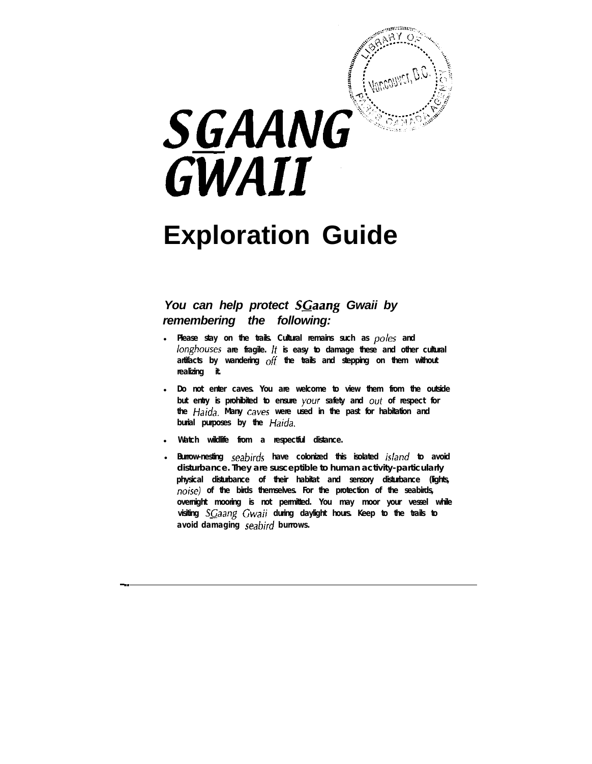# SGAANG GWAII

## Exploration Guide

***You can help protect SGaang Gwaii by remembering the following:***

- **Please stay on the trails. Cultural remains such as poles and longhouses are fragile. It is easy to damage these and other cultural artifacts by wandering off the trails and stepping on them without realizing it.**
- **Do not enter caves. You are welcome to view them from the outside but entry is prohibited to ensure your safety and out of respect for the Haida. Many caves were used in the past for habitation and burial purposes by the Haida.**
- **Watch wildlife from a respectful distance.**
- **Burrow-nesting seabirds have colonized this isolated island to avoid disturbance. They are susceptible to human activity-particularly physical disturbance of their habitat and sensory disturbance (lights, noise) of the birds themselves. For the protection of the seabirds, overnight mooring is not permitted. You may moor your vessel while visiting SGaang Gwaii during daylight hours. Keep to the trails to avoid damaging seabird burrows.**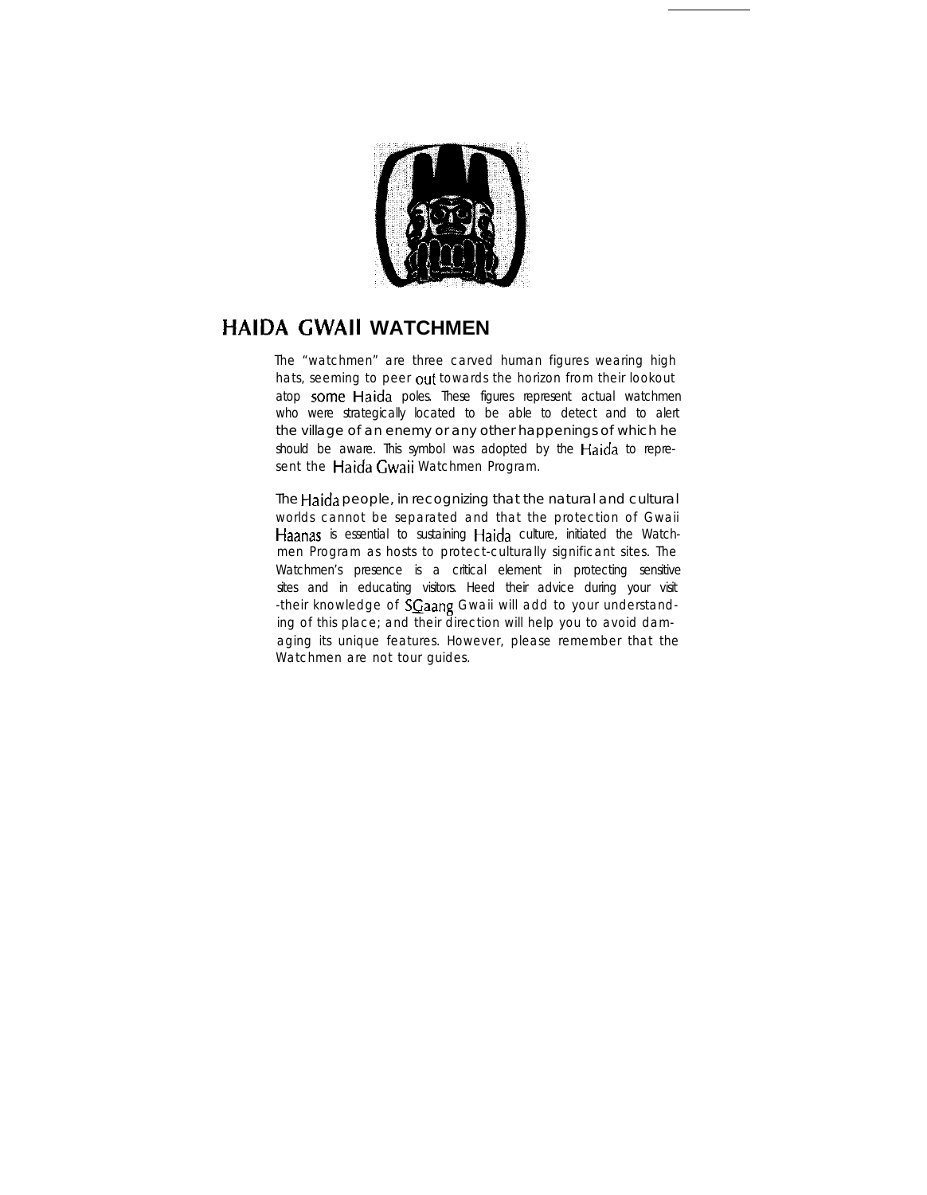## HAIDA GWAII WATCHMEN

The "watchmen" are three carved human figures wearing high hats, seeming to peer out towards the horizon from their lookout atop some Haida poles. These figures represent actual watchmen who were strategically located to be able to detect and to alert the village of an enemy or any other happenings of which he should be aware. This symbol was adopted by the Haida to represent the Haida Gwaii Watchmen Program.

The Haida people, in recognizing that the natural and cultural worlds cannot be separated and that the protection of Gwaii Haanas is essential to sustaining Haida culture, initiated the Watchmen Program as hosts to protect-culturally significant sites. The Watchmen's presence is a critical element in protecting sensitive sites and in educating visitors. Heed their advice during your visit -their knowledge of SGaang Gwaii will add to your understanding of this place; and their direction will help you to avoid damaging its unique features. However, please remember that the Watchmen are not tour guides.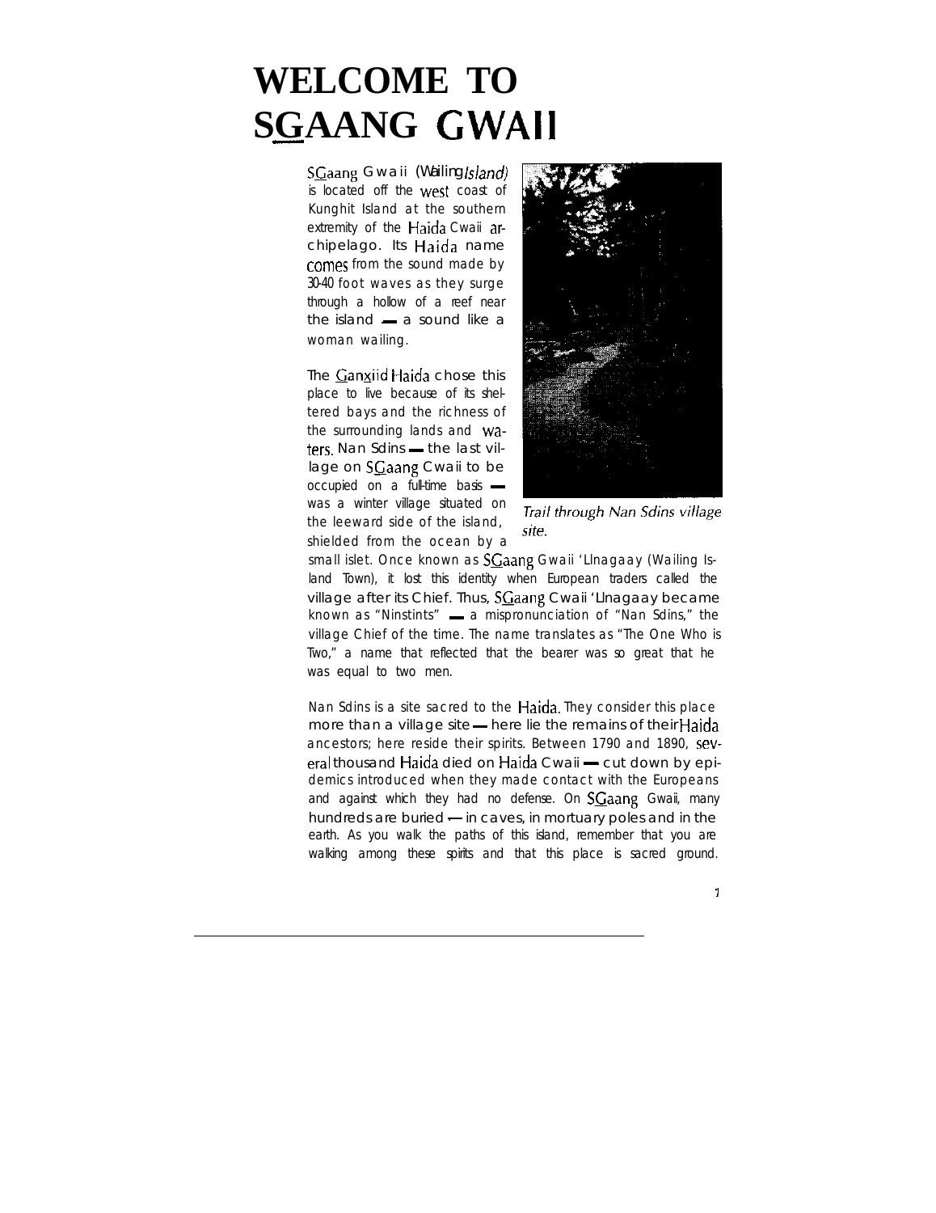# WELCOME TO SGAANG GWAII

SGaang Gwaii (Wailing *Island)* is located off the west coast of Kunghit Island at the southern extremity of the Haida Cwaii archipelago. Its Haida name comes from the sound made by 30-40 foot waves as they surge through a hollow of a reef near the island — a sound like a woman wailing.

The Ganxiid Haida chose this place to live because of its sheltered bays and the richness of the surrounding lands and waters. Nan Sdins — the last village on SGaang Cwaii to be occupied on a full-time basis — was a winter village situated on the leeward side of the island, shielded from the ocean by a small islet. Once known as SGaang Gwaii 'Llnagaay (Wailing Island Town), it lost this identity when European traders called the village after its Chief. Thus, SGaang Cwaii 'Llnagaay became known as "Ninstints" — a mispronunciation of "Nan Sdins," the village Chief of the time. The name translates as "The One Who is Two," a name that reflected that the bearer was so great that he was equal to two men.

*Trail through Nan Sdins village site.*

Nan Sdins is a site sacred to the Haida. They consider this place more than a village site — here lie the remains of their Haida ancestors; here reside their spirits. Between 1790 and 1890, several thousand Haida died on Haida Cwaii — cut down by epidemics introduced when they made contact with the Europeans and against which they had no defense. On SGaang Gwaii, many hundreds are buried — in caves, in mortuary poles and in the earth. As you walk the paths of this island, remember that you are walking among these spirits and that this place is sacred ground.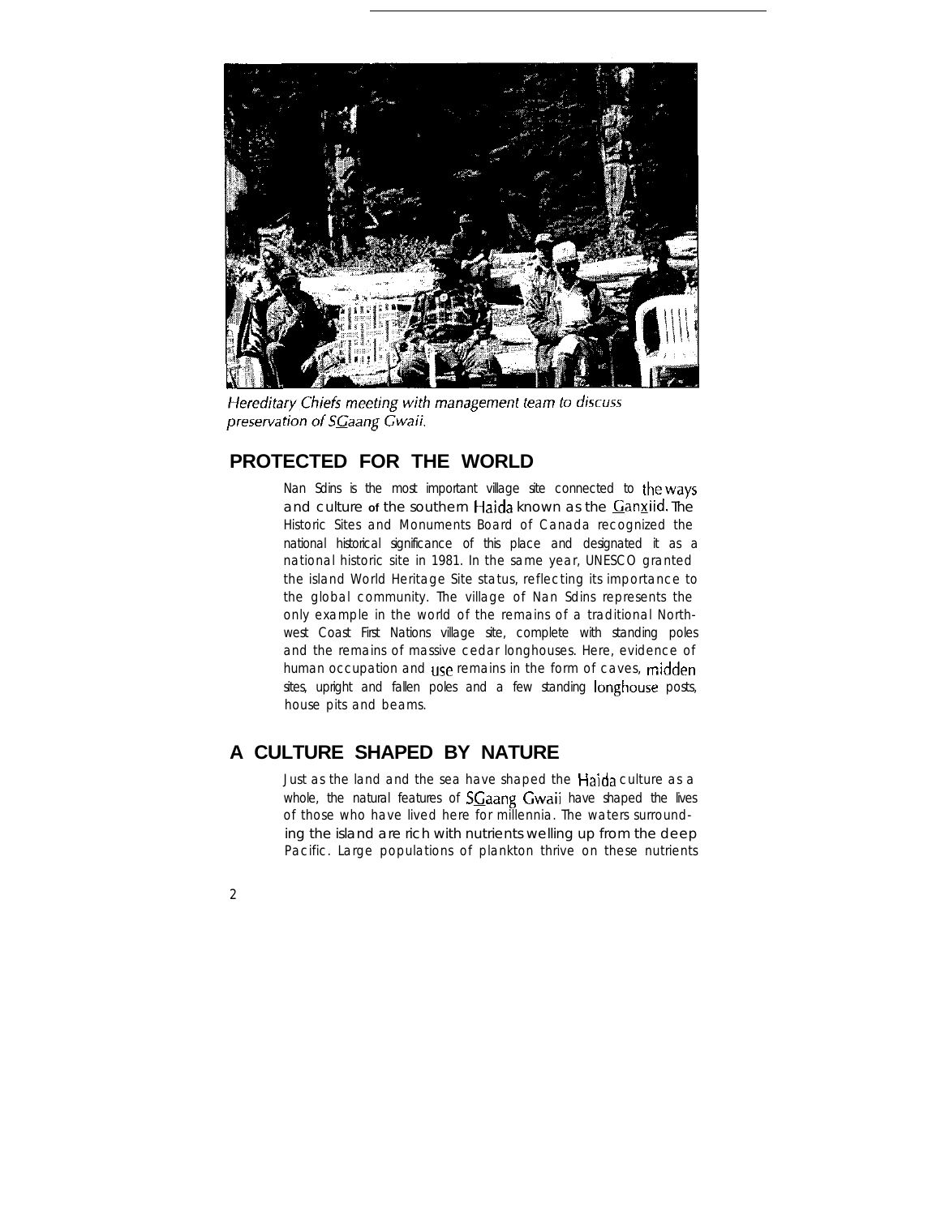*Hereditary Chiefs meeting with management team to discuss preservation of SGaang Gwaii.*

## PROTECTED FOR THE WORLD

Nan Sdins is the most important village site connected to the ways and culture of the southern Haida known as the Ganxiid. The Historic Sites and Monuments Board of Canada recognized the national historical significance of this place and designated it as a national historic site in 1981. In the same year, UNESCO granted the island World Heritage Site status, reflecting its importance to the global community. The village of Nan Sdins represents the only example in the world of the remains of a traditional Northwest Coast First Nations village site, complete with standing poles and the remains of massive cedar longhouses. Here, evidence of human occupation and use remains in the form of caves, midden sites, upright and fallen poles and a few standing longhouse posts, house pits and beams.

## A CULTURE SHAPED BY NATURE

Just as the land and the sea have shaped the Haida culture as a whole, the natural features of SGaang Gwaii have shaped the lives of those who have lived here for millennia. The waters surrounding the island are rich with nutrients welling up from the deep Pacific. Large populations of plankton thrive on these nutrients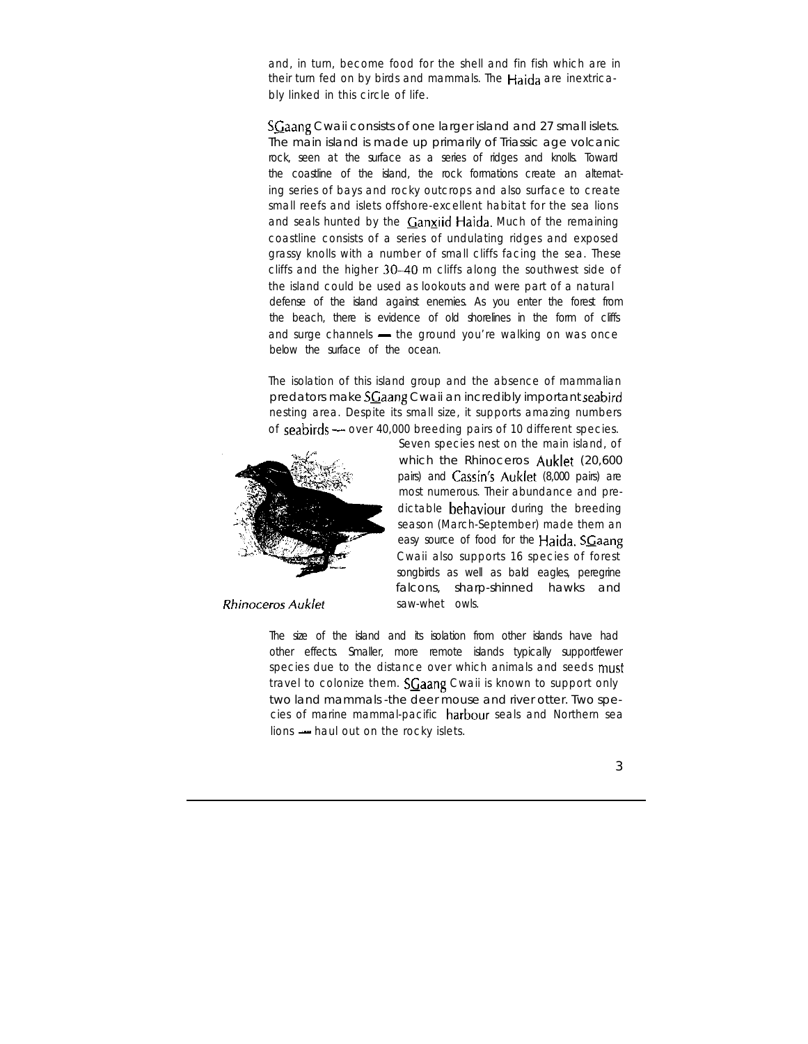and, in turn, become food for the shell and fin fish which are in their turn fed on by birds and mammals. The Haida are inextricably linked in this circle of life.

SGaang Cwaii consists of one larger island and 27 small islets. The main island is made up primarily of Triassic age volcanic rock, seen at the surface as a series of ridges and knolls. Toward the coastline of the island, the rock formations create an alternating series of bays and rocky outcrops and also surface to create small reefs and islets offshore-excellent habitat for the sea lions and seals hunted by the Ganxiid Haida. Much of the remaining coastline consists of a series of undulating ridges and exposed grassy knolls with a number of small cliffs facing the sea. These cliffs and the higher 30–40 m cliffs along the southwest side of the island could be used as lookouts and were part of a natural defense of the island against enemies. As you enter the forest from the beach, there is evidence of old shorelines in the form of cliffs and surge channels — the ground you're walking on was once below the surface of the ocean.

The isolation of this island group and the absence of mammalian predators make SGaang Cwaii an incredibly important seabird nesting area. Despite its small size, it supports amazing numbers of seabirds — over 40,000 breeding pairs of 10 different species. Seven species nest on the main island, of which the Rhinoceros Auklet (20,600 pairs) and Cassin's Auklet (8,000 pairs) are most numerous. Their abundance and predictable behaviour during the breeding season (March-September) made them an easy source of food for the Haida. SGaang Cwaii also supports 16 species of forest songbirds as well as bald eagles, peregrine falcons, sharp-shinned hawks and saw-whet owls.

*Rhinoceros Auklet*

The size of the island and its isolation from other islands have had other effects. Smaller, more remote islands typically supportfewer species due to the distance over which animals and seeds must travel to colonize them. SGaang Cwaii is known to support only two land mammals -the deer mouse and river otter. Two species of marine mammal-pacific harbour seals and Northern sea lions — haul out on the rocky islets.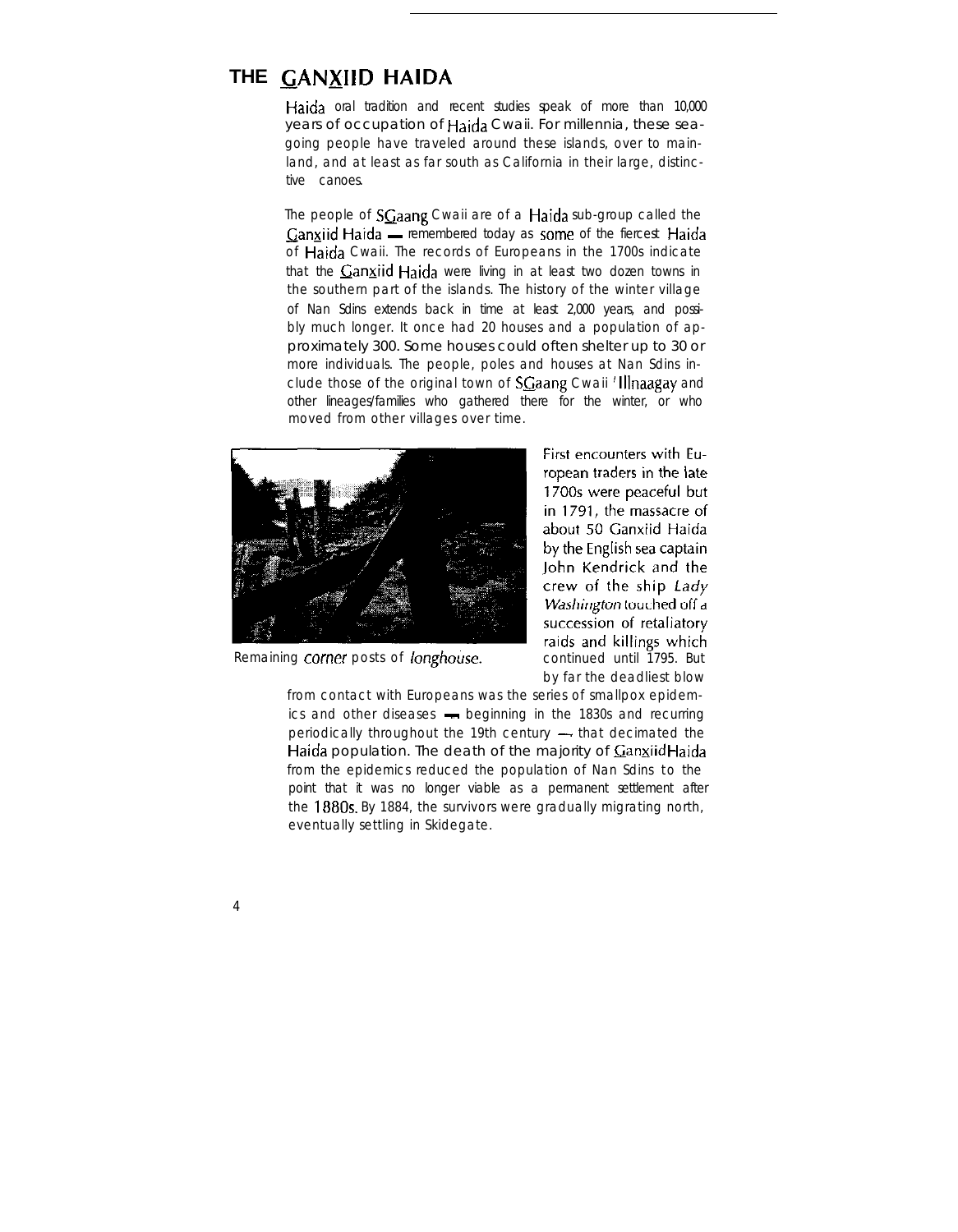# THE GANXIID HAIDA

Haida oral tradition and recent studies speak of more than 10,000 years of occupation of Haida Cwaii. For millennia, these sea-going people have traveled around these islands, over to mainland, and at least as far south as California in their large, distinctive canoes.

The people of SGaang Cwaii are of a Haida sub-group called the Ganxiid Haida — remembered today as some of the fiercest Haida of Haida Cwaii. The records of Europeans in the 1700s indicate that the Ganxiid Haida were living in at least two dozen towns in the southern part of the islands. The history of the winter village of Nan Sdins extends back in time at least 2,000 years, and possibly much longer. It once had 20 houses and a population of approximately 300. Some houses could often shelter up to 30 or more individuals. The people, poles and houses at Nan Sdins include those of the original town of SGaang Cwaii 'Illnaagay and other lineages/families who gathered there for the winter, or who moved from other villages over time.

Remaining corner posts of longhouse.

First encounters with European traders in the late 1700s were peaceful but in 1791, the massacre of about 50 Ganxiid Haida by the English sea captain John Kendrick and the crew of the ship *Lady Washington* touched off a succession of retaliatory raids and killings which continued until 1795. But by far the deadliest blow from contact with Europeans was the series of smallpox epidemics and other diseases — beginning in the 1830s and recurring periodically throughout the 19th century — that decimated the Haida population. The death of the majority of Ganxiid Haida from the epidemics reduced the population of Nan Sdins to the point that it was no longer viable as a permanent settlement after the 1880s. By 1884, the survivors were gradually migrating north, eventually settling in Skidegate.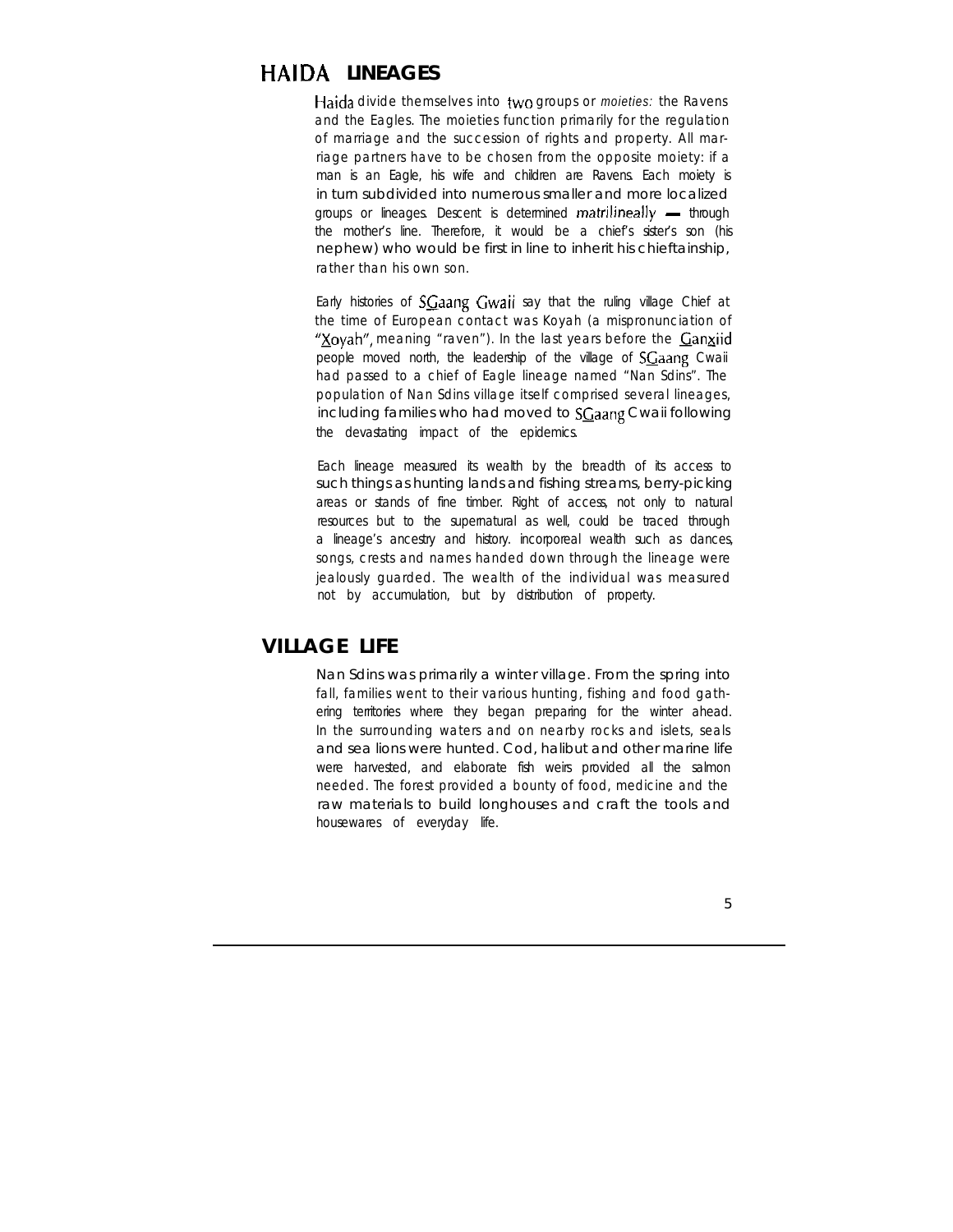## HAIDA LINEAGES

Haida divide themselves into two groups or *moieties:* the Ravens and the Eagles. The moieties function primarily for the regulation of marriage and the succession of rights and property. All marriage partners have to be chosen from the opposite moiety: if a man is an Eagle, his wife and children are Ravens. Each moiety is in turn subdivided into numerous smaller and more localized groups or lineages. Descent is determined *matrilineally* — through the mother's line. Therefore, it would be a chief's sister's son (his nephew) who would be first in line to inherit his chieftainship, rather than his own son.

Early histories of SGaang Gwaii say that the ruling village Chief at the time of European contact was Koyah (a mispronunciation of "Xoyah", meaning "raven"). In the last years before the Ganxiid people moved north, the leadership of the village of SGaang Cwaii had passed to a chief of Eagle lineage named "Nan Sdins". The population of Nan Sdins village itself comprised several lineages, including families who had moved to SGaang Cwaii following the devastating impact of the epidemics.

Each lineage measured its wealth by the breadth of its access to such things as hunting lands and fishing streams, berry-picking areas or stands of fine timber. Right of access, not only to natural resources but to the supernatural as well, could be traced through a lineage's ancestry and history. incorporeal wealth such as dances, songs, crests and names handed down through the lineage were jealously guarded. The wealth of the individual was measured not by accumulation, but by distribution of property.

## VILLAGE LIFE

Nan Sdins was primarily a winter village. From the spring into fall, families went to their various hunting, fishing and food gathering territories where they began preparing for the winter ahead. In the surrounding waters and on nearby rocks and islets, seals and sea lions were hunted. Cod, halibut and other marine life were harvested, and elaborate fish weirs provided all the salmon needed. The forest provided a bounty of food, medicine and the raw materials to build longhouses and craft the tools and housewares of everyday life.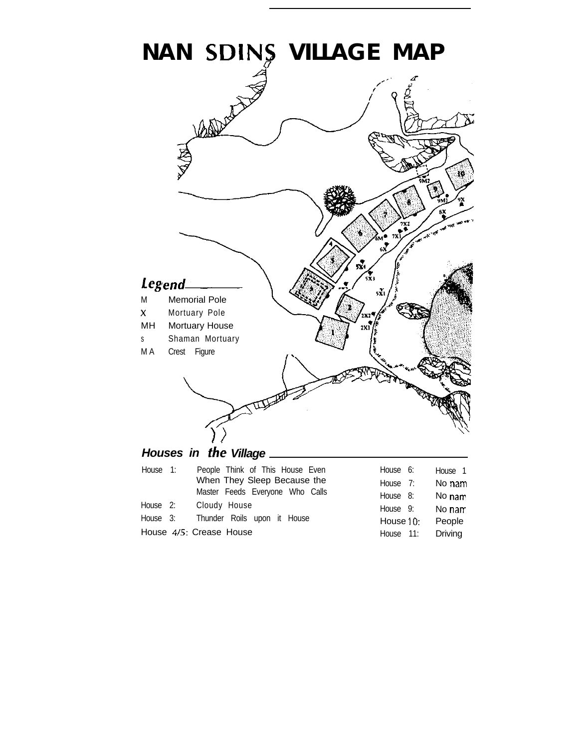# NAN SDINS VILLAGE MAP

## Legend

| | |
|---|---|
| M | Memorial Pole |
| X | Mortuary Pole |
| MH | Mortuary House |
| S | Shaman Mortuary |
| M A | Crest Figure |

## Houses in the Village

| | |
|---|---|
| House 1: | People Think of This House Even When They Sleep Because the Master Feeds Everyone Who Calls |
| House 2: | Cloudy House |
| House 3: | Thunder Roils upon it House |
| House 4/5: | Crease House |
| House 6: | House 1 |
| House 7: | No nam |
| House 8: | No nam |
| House 9: | No nam |
| House 10: | People |
| House 11: | Driving |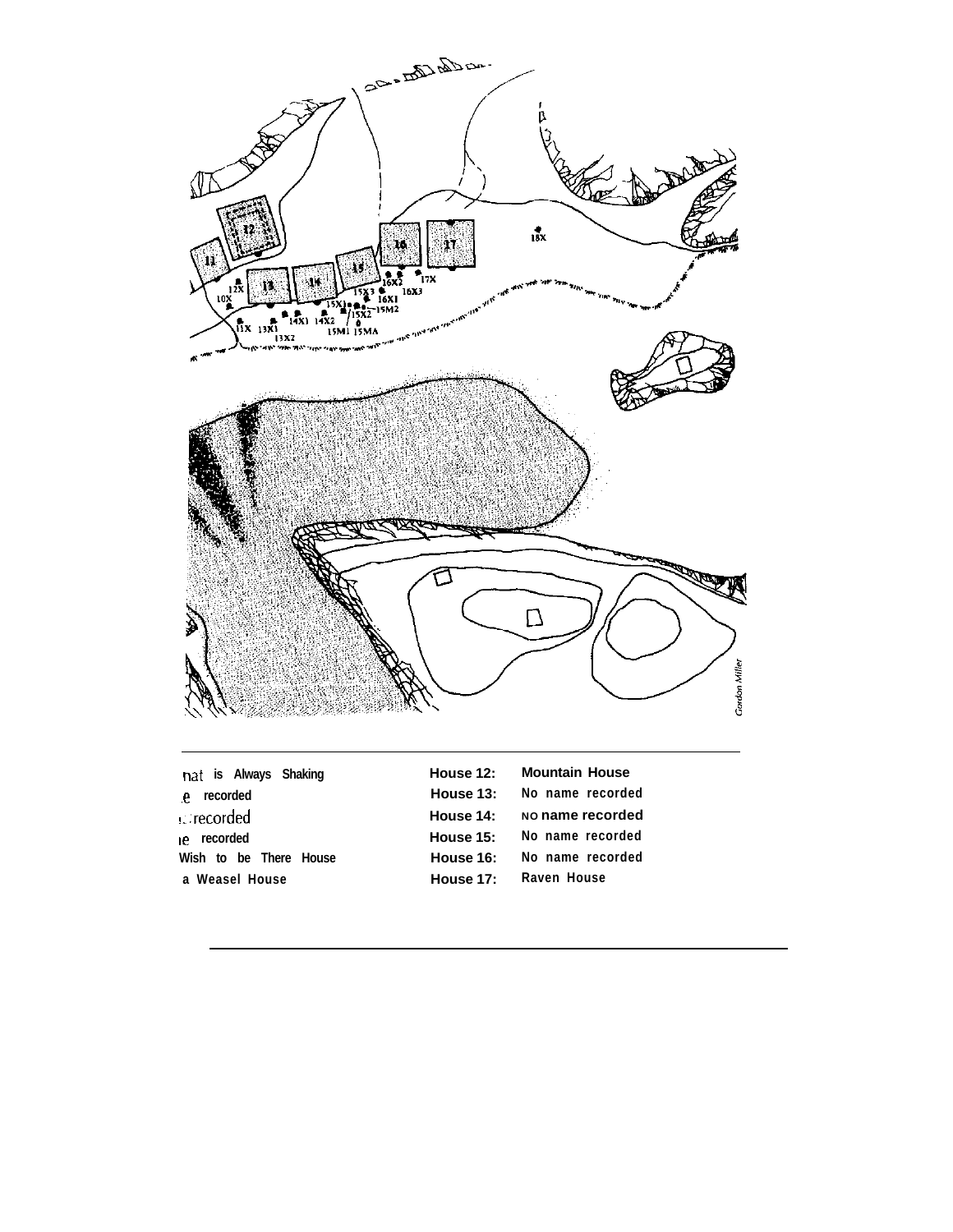| | | | |
|---|---|---|---|
| nat is Always Shaking | | House 12: | Mountain House |
| .e recorded | | House 13: | No name recorded |
| :.:recorded | | House 14: | NO name recorded |
| ıe recorded | | House 15: | No name recorded |
| Wish to be There House | | House 16: | No name recorded |
| a Weasel House | | House 17: | Raven House |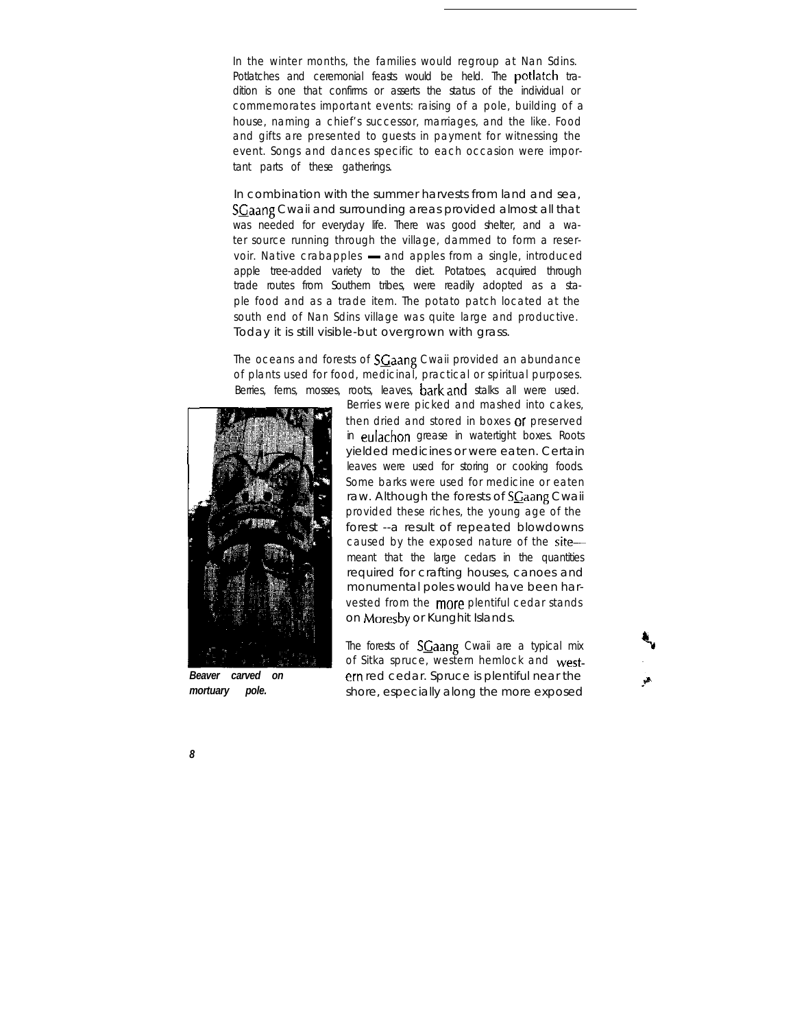In the winter months, the families would regroup at Nan Sdins. Potlatches and ceremonial feasts would be held. The potlatch tradition is one that confirms or asserts the status of the individual or commemorates important events: raising of a pole, building of a house, naming a chief's successor, marriages, and the like. Food and gifts are presented to guests in payment for witnessing the event. Songs and dances specific to each occasion were important parts of these gatherings.

In combination with the summer harvests from land and sea, SGaang Cwaii and surrounding areas provided almost all that was needed for everyday life. There was good shelter, and a water source running through the village, dammed to form a reservoir. Native crabapples — and apples from a single, introduced apple tree-added variety to the diet. Potatoes, acquired through trade routes from Southern tribes, were readily adopted as a staple food and as a trade item. The potato patch located at the south end of Nan Sdins village was quite large and productive. Today it is still visible-but overgrown with grass.

The oceans and forests of SGaang Cwaii provided an abundance of plants used for food, medicinal, practical or spiritual purposes. Berries, ferns, mosses, roots, leaves, bark and stalks all were used. Berries were picked and mashed into cakes, then dried and stored in boxes or preserved in eulachon grease in watertight boxes. Roots yielded medicines or were eaten. Certain leaves were used for storing or cooking foods. Some barks were used for medicine or eaten raw. Although the forests of SGaang Cwaii provided these riches, the young age of the forest --a result of repeated blowdowns caused by the exposed nature of the site— meant that the large cedars in the quantities required for crafting houses, canoes and monumental poles would have been harvested from the more plentiful cedar stands on Moresby or Kunghit Islands.

***Beaver carved on mortuary pole.***

The forests of SGaang Cwaii are a typical mix of Sitka spruce, western hemlock and western red cedar. Spruce is plentiful near the shore, especially along the more exposed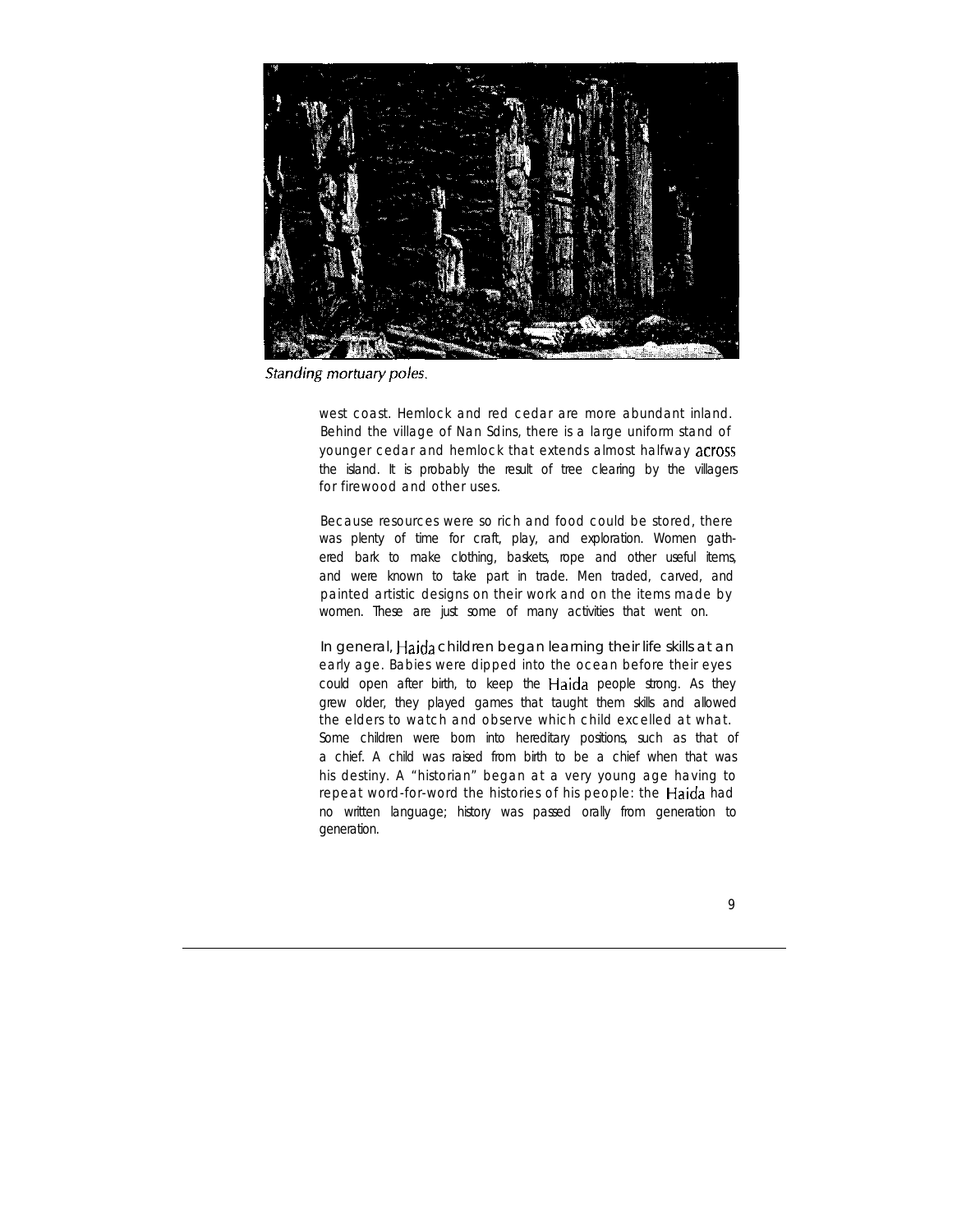*Standing mortuary poles.*

west coast. Hemlock and red cedar are more abundant inland. Behind the village of Nan Sdins, there is a large uniform stand of younger cedar and hemlock that extends almost halfway across the island. It is probably the result of tree clearing by the villagers for firewood and other uses.

Because resources were so rich and food could be stored, there was plenty of time for craft, play, and exploration. Women gathered bark to make clothing, baskets, rope and other useful items, and were known to take part in trade. Men traded, carved, and painted artistic designs on their work and on the items made by women. These are just some of many activities that went on.

In general, Haida children began learning their life skills at an early age. Babies were dipped into the ocean before their eyes could open after birth, to keep the Haida people strong. As they grew older, they played games that taught them skills and allowed the elders to watch and observe which child excelled at what. Some children were born into hereditary positions, such as that of a chief. A child was raised from birth to be a chief when that was his destiny. A "historian" began at a very young age having to repeat word-for-word the histories of his people: the Haida had no written language; history was passed orally from generation to generation.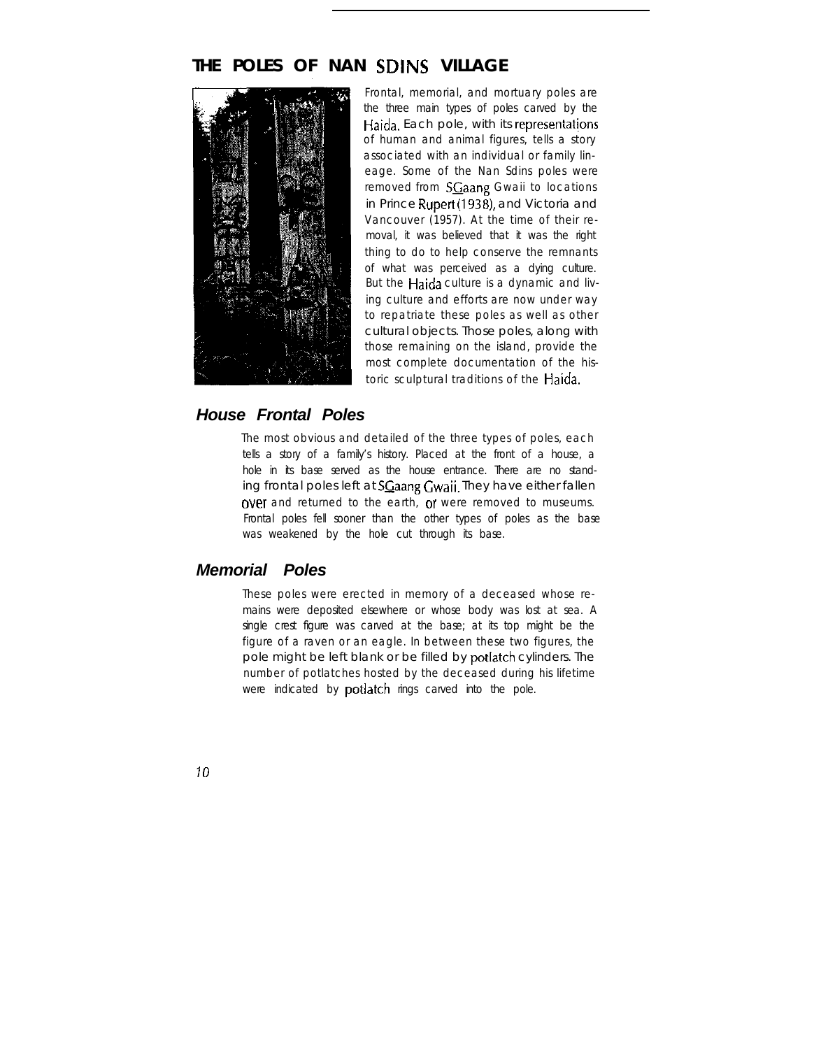## THE POLES OF NAN SDINS VILLAGE

Frontal, memorial, and mortuary poles are the three main types of poles carved by the Haida. Each pole, with its representations of human and animal figures, tells a story associated with an individual or family lineage. Some of the Nan Sdins poles were removed from SGaang Gwaii to locations in Prince Rupert (1938), and Victoria and Vancouver (1957). At the time of their removal, it was believed that it was the right thing to do to help conserve the remnants of what was perceived as a dying culture. But the Haida culture is a dynamic and living culture and efforts are now under way to repatriate these poles as well as other cultural objects. Those poles, along with those remaining on the island, provide the most complete documentation of the historic sculptural traditions of the Haida.

### House Frontal Poles

The most obvious and detailed of the three types of poles, each tells a story of a family's history. Placed at the front of a house, a hole in its base served as the house entrance. There are no standing frontal poles left at SGaang Gwaii. They have either fallen over and returned to the earth, or were removed to museums. Frontal poles fell sooner than the other types of poles as the base was weakened by the hole cut through its base.

### Memorial Poles

These poles were erected in memory of a deceased whose remains were deposited elsewhere or whose body was lost at sea. A single crest figure was carved at the base; at its top might be the figure of a raven or an eagle. In between these two figures, the pole might be left blank or be filled by potlatch cylinders. The number of potlatches hosted by the deceased during his lifetime were indicated by potlatch rings carved into the pole.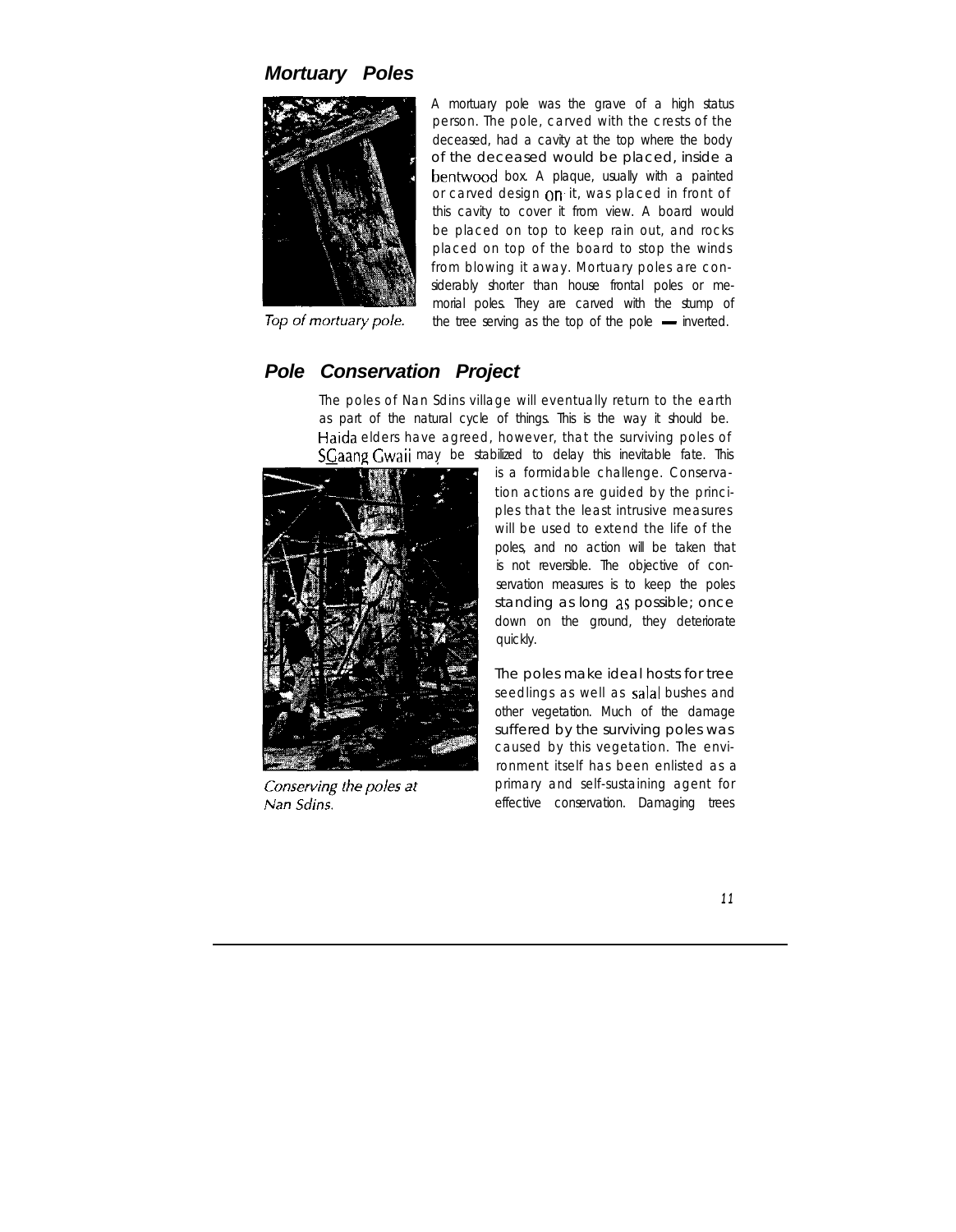## *Mortuary Poles*

A mortuary pole was the grave of a high status person. The pole, carved with the crests of the deceased, had a cavity at the top where the body of the deceased would be placed, inside a bentwood box. A plaque, usually with a painted or carved design on it, was placed in front of this cavity to cover it from view. A board would be placed on top to keep rain out, and rocks placed on top of the board to stop the winds from blowing it away. Mortuary poles are considerably shorter than house frontal poles or memorial poles. They are carved with the stump of the tree serving as the top of the pole — inverted.

*Top of mortuary pole.*

## *Pole Conservation Project*

The poles of Nan Sdins village will eventually return to the earth as part of the natural cycle of things. This is the way it should be. Haida elders have agreed, however, that the surviving poles of SGaang Gwaii may be stabilized to delay this inevitable fate. This is a formidable challenge. Conservation actions are guided by the principles that the least intrusive measures will be used to extend the life of the poles, and no action will be taken that is not reversible. The objective of conservation measures is to keep the poles standing as long as possible; once down on the ground, they deteriorate quickly.

*Conserving the poles at Nan Sdins.*

The poles make ideal hosts for tree seedlings as well as salal bushes and other vegetation. Much of the damage suffered by the surviving poles was caused by this vegetation. The environment itself has been enlisted as a primary and self-sustaining agent for effective conservation. Damaging trees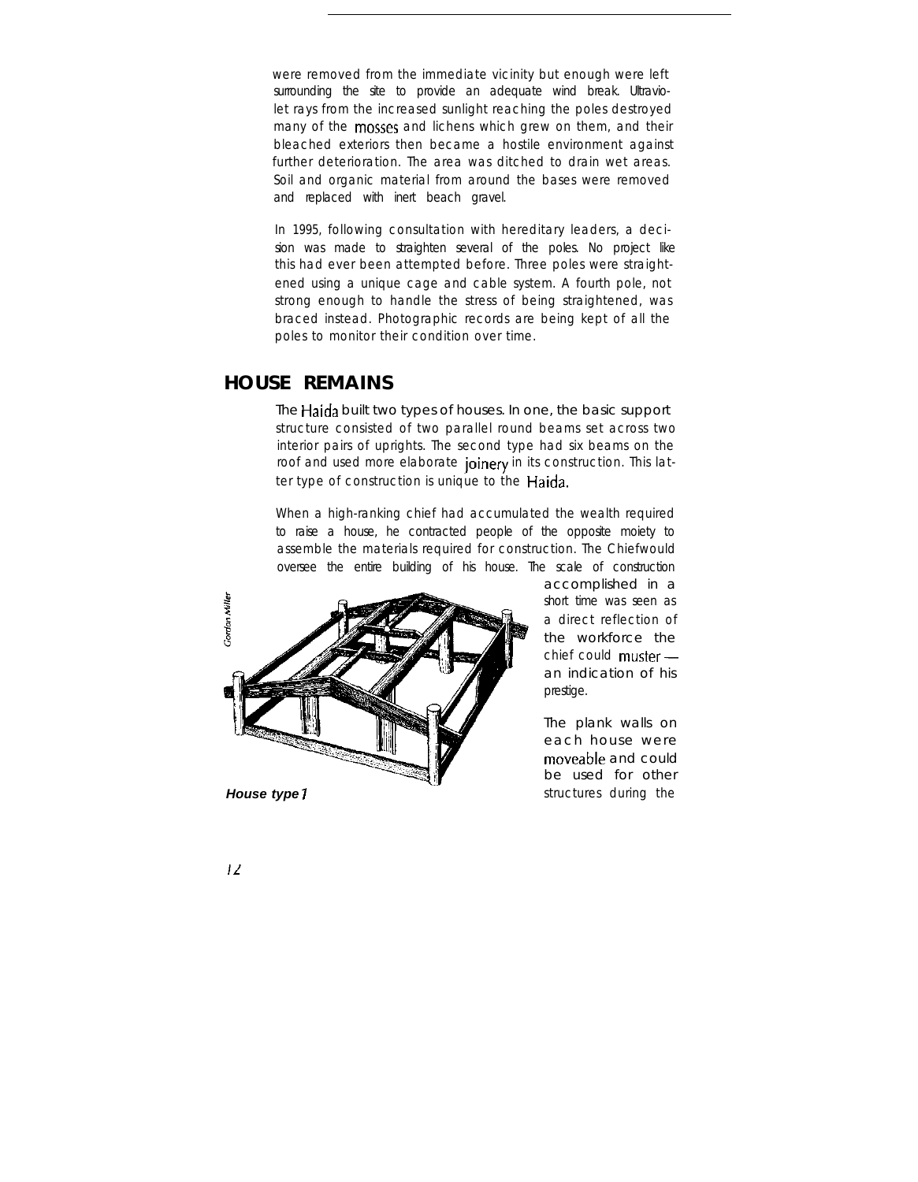were removed from the immediate vicinity but enough were left surrounding the site to provide an adequate wind break. Ultraviolet rays from the increased sunlight reaching the poles destroyed many of the mosses and lichens which grew on them, and their bleached exteriors then became a hostile environment against further deterioration. The area was ditched to drain wet areas. Soil and organic material from around the bases were removed and replaced with inert beach gravel.

In 1995, following consultation with hereditary leaders, a decision was made to straighten several of the poles. No project like this had ever been attempted before. Three poles were straightened using a unique cage and cable system. A fourth pole, not strong enough to handle the stress of being straightened, was braced instead. Photographic records are being kept of all the poles to monitor their condition over time.

## HOUSE REMAINS

The Haida built two types of houses. In one, the basic support structure consisted of two parallel round beams set across two interior pairs of uprights. The second type had six beams on the roof and used more elaborate joinery in its construction. This latter type of construction is unique to the Haida.

When a high-ranking chief had accumulated the wealth required to raise a house, he contracted people of the opposite moiety to assemble the materials required for construction. The Chiefwould oversee the entire building of his house. The scale of construction accomplished in a short time was seen as a direct reflection of the workforce the chief could muster — an indication of his prestige.

Gordon Miller

***House type 1***

The plank walls on each house were moveable and could be used for other structures during the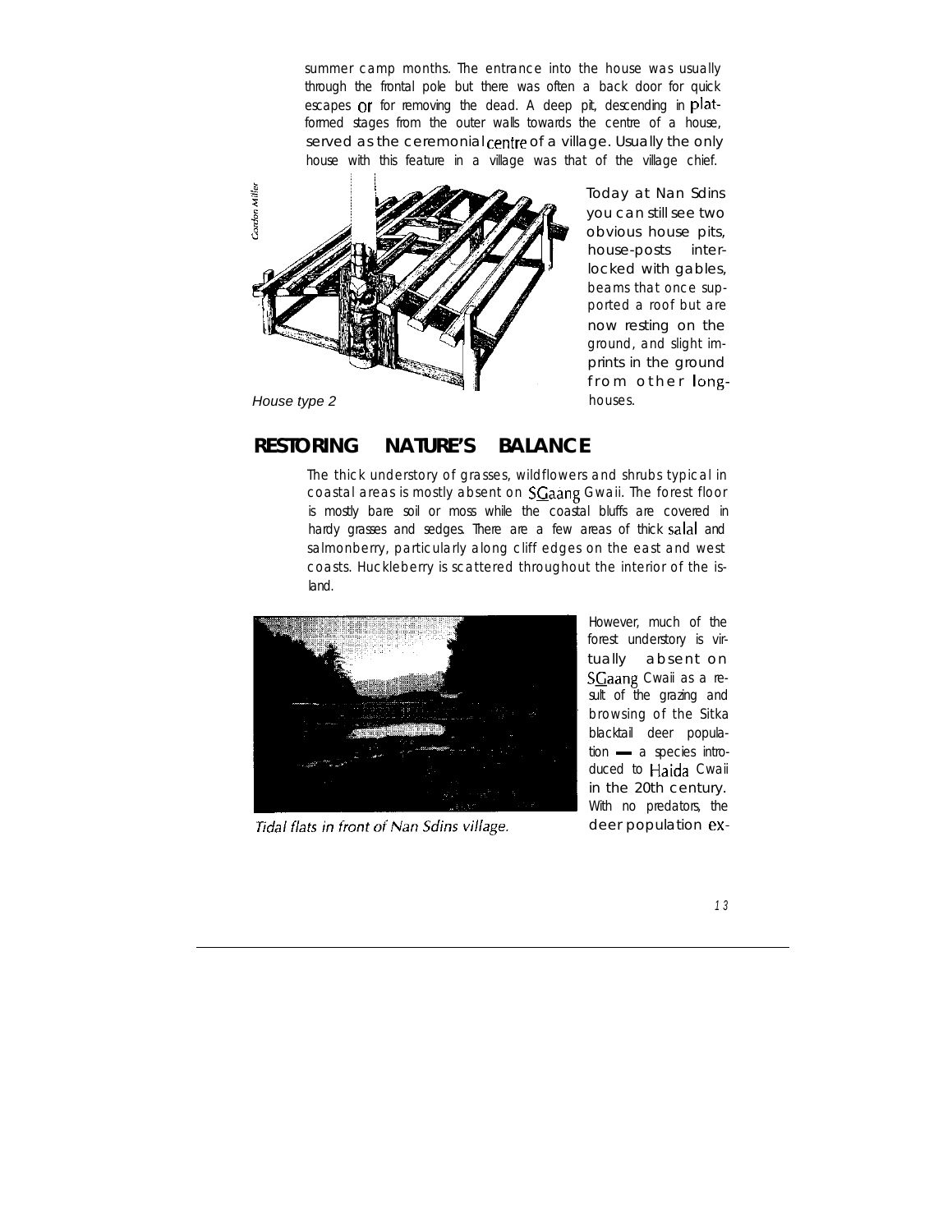summer camp months. The entrance into the house was usually through the frontal pole but there was often a back door for quick escapes or for removing the dead. A deep pit, descending in platformed stages from the outer walls towards the centre of a house, served as the ceremonial centre of a village. Usually the only house with this feature in a village was that of the village chief.

Gordon Miller

House type 2

Today at Nan Sdins you can still see two obvious house pits, house-posts interlocked with gables, beams that once supported a roof but are now resting on the ground, and slight imprints in the ground from other longhouses.

## RESTORING NATURE'S BALANCE

The thick understory of grasses, wildflowers and shrubs typical in coastal areas is mostly absent on SG̲aang Gwaii. The forest floor is mostly bare soil or moss while the coastal bluffs are covered in hardy grasses and sedges. There are a few areas of thick salal and salmonberry, particularly along cliff edges on the east and west coasts. Huckleberry is scattered throughout the interior of the island.

*Tidal flats in front of Nan Sdins village.*

However, much of the forest understory is virtually absent on SG̲aang Cwaii as a result of the grazing and browsing of the Sitka blacktail deer population — a species introduced to Haida Cwaii in the 20th century. With no predators, the deer population ex-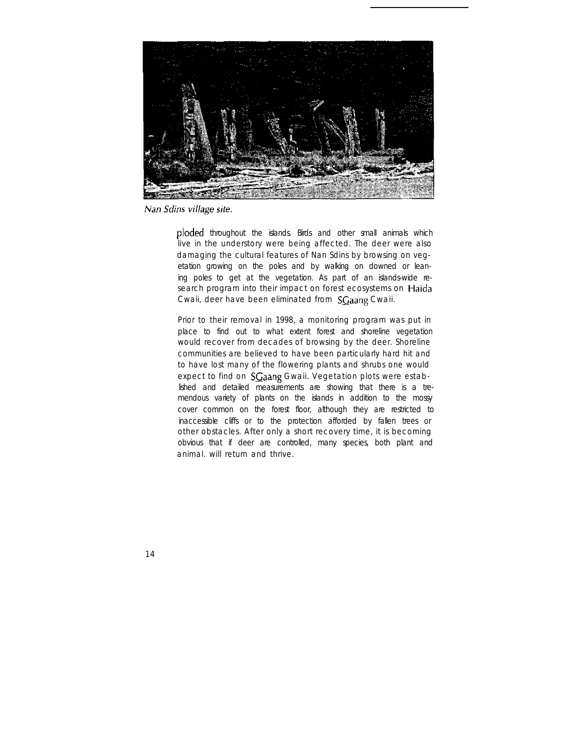*Nan Sdins village site.*

ploded throughout the islands. Birds and other small animals which live in the understory were being affected. The deer were also damaging the cultural features of Nan Sdins by browsing on vegetation growing on the poles and by walking on downed or leaning poles to get at the vegetation. As part of an islands-wide research program into their impact on forest ecosystems on Haida Cwaii, deer have been eliminated from SGaang Cwaii.

Prior to their removal in 1998, a monitoring program was put in place to find out to what extent forest and shoreline vegetation would recover from decades of browsing by the deer. Shoreline communities are believed to have been particularly hard hit and to have lost many of the flowering plants and shrubs one would expect to find on SGaang Gwaii. Vegetation plots were established and detailed measurements are showing that there is a tremendous variety of plants on the islands in addition to the mossy cover common on the forest floor, although they are restricted to inaccessible cliffs or to the protection afforded by fallen trees or other obstacles. After only a short recovery time, it is becoming obvious that if deer are controlled, many species, both plant and animal. will return and thrive.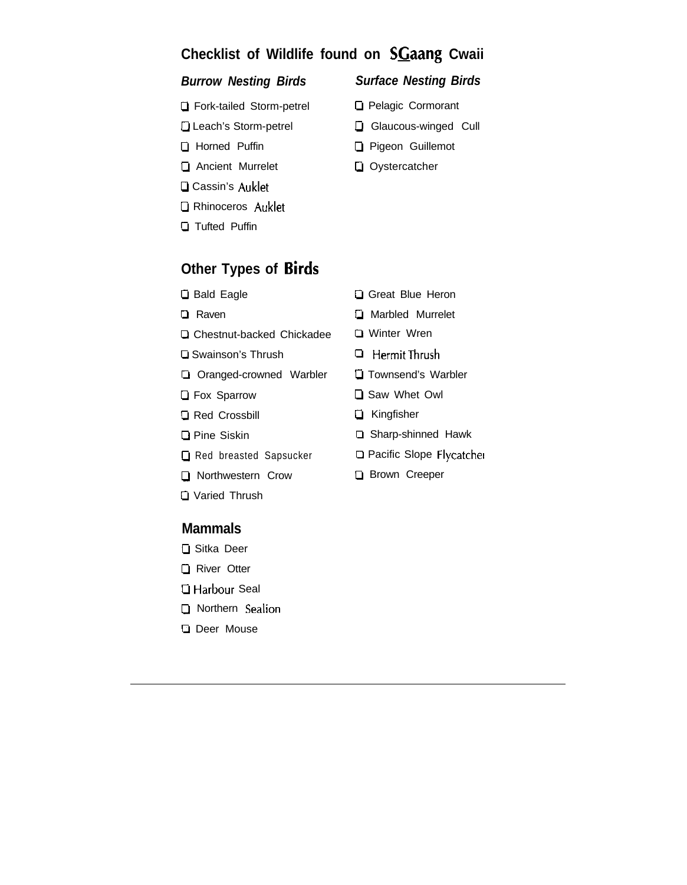## Checklist of Wildlife found on SGaang Cwaii

### *Burrow Nesting Birds*

- ❑ Fork-tailed Storm-petrel
- ❑ Leach's Storm-petrel
- ❑ Horned Puffin
- ❑ Ancient Murrelet
- ❑ Cassin's Auklet
- ❑ Rhinoceros Auklet
- ❑ Tufted Puffin

### *Surface Nesting Birds*

- ❑ Pelagic Cormorant
- ❑ Glaucous-winged Cull
- ❑ Pigeon Guillemot
- ❑ Oystercatcher

### Other Types of Birds

- ❑ Bald Eagle
- ❑ Raven
- ❑ Chestnut-backed Chickadee
- ❑ Swainson's Thrush
- ❑ Oranged-crowned Warbler
- ❑ Fox Sparrow
- ❑ Red Crossbill
- ❑ Pine Siskin
- ❑ Red breasted Sapsucker
- ❑ Northwestern Crow
- ❑ Varied Thrush
- ❑ Great Blue Heron
- ❑ Marbled Murrelet
- ❑ Winter Wren
- ❑ Hermit Thrush
- ❑ Townsend's Warbler
- ❑ Saw Whet Owl
- ❑ Kingfisher
- ❑ Sharp-shinned Hawk
- ❑ Pacific Slope Flycatcher
- ❑ Brown Creeper

### Mammals

- ❑ Sitka Deer
- ❑ River Otter
- ❑ Harbour Seal
- ❑ Northern Sealion
- ❑ Deer Mouse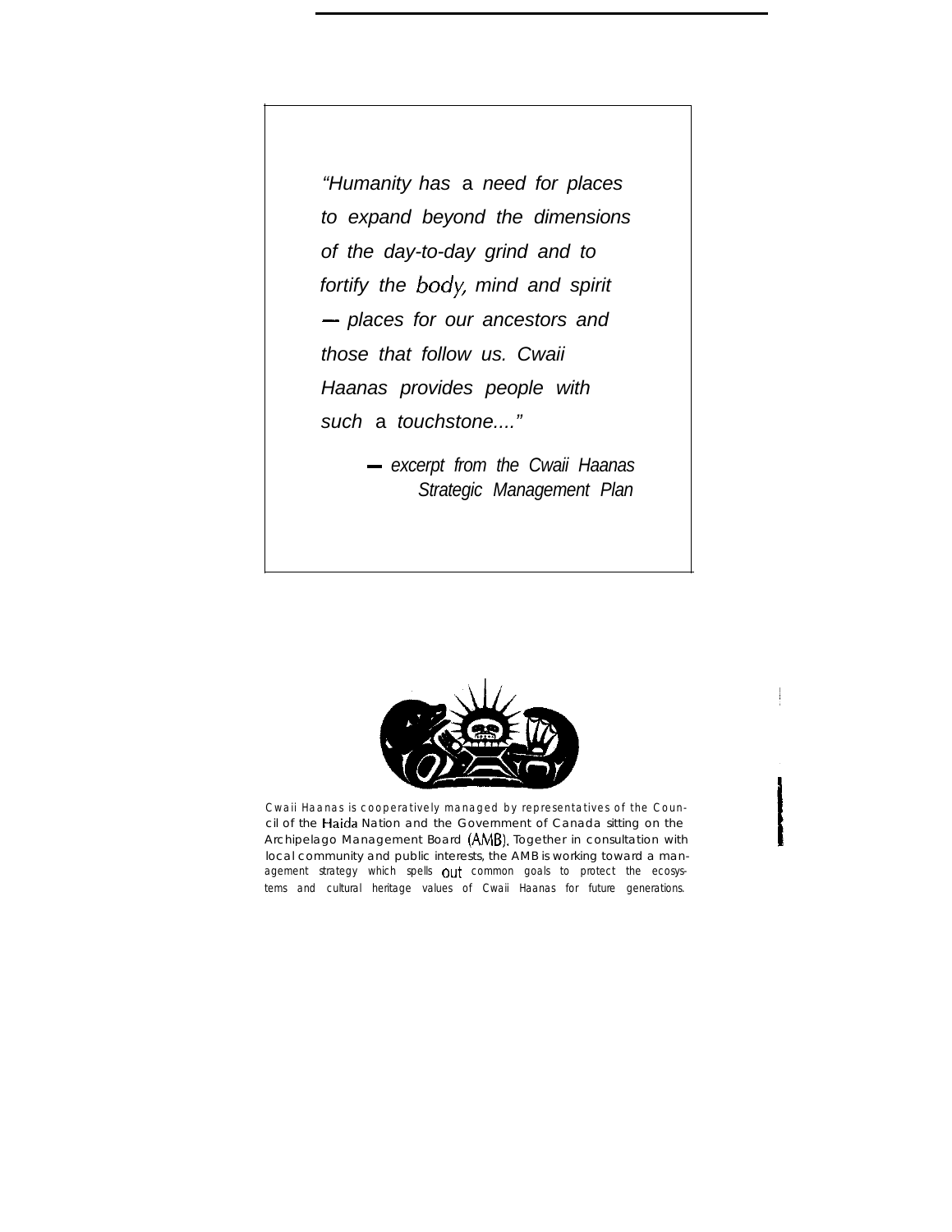*"Humanity has a need for places to expand beyond the dimensions of the day-to-day grind and to fortify the body, mind and spirit — places for our ancestors and those that follow us. Cwaii Haanas provides people with such a touchstone...."*

*— excerpt from the Cwaii Haanas Strategic Management Plan*

Cwaii Haanas is cooperatively managed by representatives of the Council of the Haida Nation and the Government of Canada sitting on the Archipelago Management Board (AMB). Together in consultation with local community and public interests, the AMB is working toward a management strategy which spells out common goals to protect the ecosystems and cultural heritage values of Cwaii Haanas for future generations.